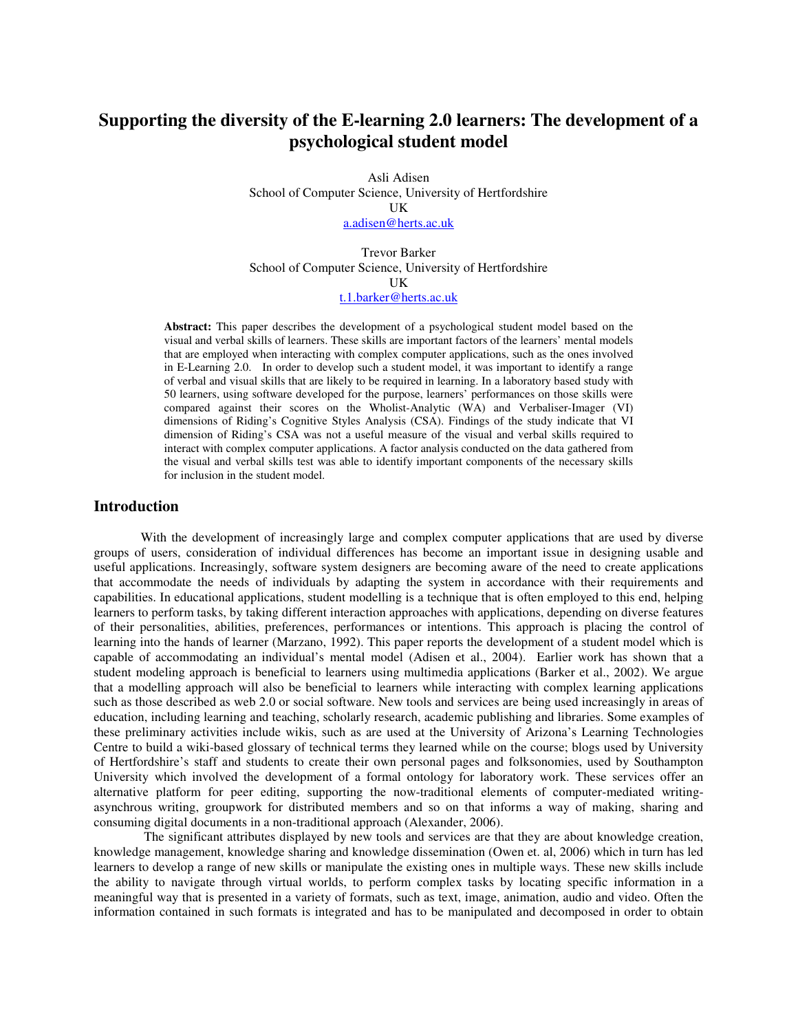# Supporting the diversity of the E-learning 2.0 learners: The development of a psychological student model

Asli Adisen
School of Computer Science, University of Hertfordshire
UK
a.adisen@herts.ac.uk

Trevor Barker
School of Computer Science, University of Hertfordshire
UK
t.1.barker@herts.ac.uk

**Abstract:** This paper describes the development of a psychological student model based on the visual and verbal skills of learners. These skills are important factors of the learners' mental models that are employed when interacting with complex computer applications, such as the ones involved in E-Learning 2.0. In order to develop such a student model, it was important to identify a range of verbal and visual skills that are likely to be required in learning. In a laboratory based study with 50 learners, using software developed for the purpose, learners' performances on those skills were compared against their scores on the Wholist-Analytic (WA) and Verbaliser-Imager (VI) dimensions of Riding's Cognitive Styles Analysis (CSA). Findings of the study indicate that VI dimension of Riding's CSA was not a useful measure of the visual and verbal skills required to interact with complex computer applications. A factor analysis conducted on the data gathered from the visual and verbal skills test was able to identify important components of the necessary skills for inclusion in the student model.

## Introduction

With the development of increasingly large and complex computer applications that are used by diverse groups of users, consideration of individual differences has become an important issue in designing usable and useful applications. Increasingly, software system designers are becoming aware of the need to create applications that accommodate the needs of individuals by adapting the system in accordance with their requirements and capabilities. In educational applications, student modelling is a technique that is often employed to this end, helping learners to perform tasks, by taking different interaction approaches with applications, depending on diverse features of their personalities, abilities, preferences, performances or intentions. This approach is placing the control of learning into the hands of learner (Marzano, 1992). This paper reports the development of a student model which is capable of accommodating an individual's mental model (Adisen et al., 2004). Earlier work has shown that a student modeling approach is beneficial to learners using multimedia applications (Barker et al., 2002). We argue that a modelling approach will also be beneficial to learners while interacting with complex learning applications such as those described as web 2.0 or social software. New tools and services are being used increasingly in areas of education, including learning and teaching, scholarly research, academic publishing and libraries. Some examples of these preliminary activities include wikis, such as are used at the University of Arizona's Learning Technologies Centre to build a wiki-based glossary of technical terms they learned while on the course; blogs used by University of Hertfordshire's staff and students to create their own personal pages and folksonomies, used by Southampton University which involved the development of a formal ontology for laboratory work. These services offer an alternative platform for peer editing, supporting the now-traditional elements of computer-mediated writing-asynchrous writing, groupwork for distributed members and so on that informs a way of making, sharing and consuming digital documents in a non-traditional approach (Alexander, 2006).

The significant attributes displayed by new tools and services are that they are about knowledge creation, knowledge management, knowledge sharing and knowledge dissemination (Owen et. al, 2006) which in turn has led learners to develop a range of new skills or manipulate the existing ones in multiple ways. These new skills include the ability to navigate through virtual worlds, to perform complex tasks by locating specific information in a meaningful way that is presented in a variety of formats, such as text, image, animation, audio and video. Often the information contained in such formats is integrated and has to be manipulated and decomposed in order to obtain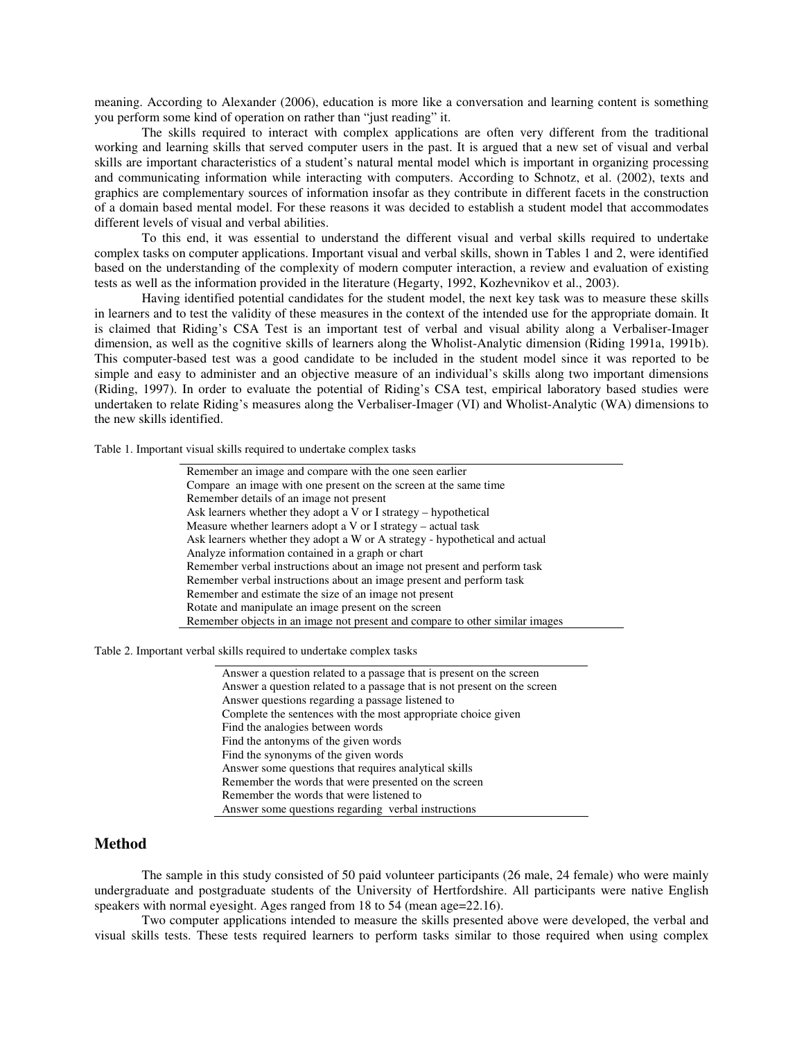meaning. According to Alexander (2006), education is more like a conversation and learning content is something you perform some kind of operation on rather than "just reading" it.

The skills required to interact with complex applications are often very different from the traditional working and learning skills that served computer users in the past. It is argued that a new set of visual and verbal skills are important characteristics of a student's natural mental model which is important in organizing processing and communicating information while interacting with computers. According to Schnotz, et al. (2002), texts and graphics are complementary sources of information insofar as they contribute in different facets in the construction of a domain based mental model. For these reasons it was decided to establish a student model that accommodates different levels of visual and verbal abilities.

To this end, it was essential to understand the different visual and verbal skills required to undertake complex tasks on computer applications. Important visual and verbal skills, shown in Tables 1 and 2, were identified based on the understanding of the complexity of modern computer interaction, a review and evaluation of existing tests as well as the information provided in the literature (Hegarty, 1992, Kozhevnikov et al., 2003).

Having identified potential candidates for the student model, the next key task was to measure these skills in learners and to test the validity of these measures in the context of the intended use for the appropriate domain. It is claimed that Riding's CSA Test is an important test of verbal and visual ability along a Verbaliser-Imager dimension, as well as the cognitive skills of learners along the Wholist-Analytic dimension (Riding 1991a, 1991b). This computer-based test was a good candidate to be included in the student model since it was reported to be simple and easy to administer and an objective measure of an individual's skills along two important dimensions (Riding, 1997). In order to evaluate the potential of Riding's CSA test, empirical laboratory based studies were undertaken to relate Riding's measures along the Verbaliser-Imager (VI) and Wholist-Analytic (WA) dimensions to the new skills identified.

Table 1. Important visual skills required to undertake complex tasks

| |
|---|
| Remember an image and compare with the one seen earlier |
| Compare an image with one present on the screen at the same time |
| Remember details of an image not present |
| Ask learners whether they adopt a V or I strategy – hypothetical |
| Measure whether learners adopt a V or I strategy – actual task |
| Ask learners whether they adopt a W or A strategy - hypothetical and actual |
| Analyze information contained in a graph or chart |
| Remember verbal instructions about an image not present and perform task |
| Remember verbal instructions about an image present and perform task |
| Remember and estimate the size of an image not present |
| Rotate and manipulate an image present on the screen |
| Remember objects in an image not present and compare to other similar images |

Table 2. Important verbal skills required to undertake complex tasks

| |
|---|
| Answer a question related to a passage that is present on the screen |
| Answer a question related to a passage that is not present on the screen |
| Answer questions regarding a passage listened to |
| Complete the sentences with the most appropriate choice given |
| Find the analogies between words |
| Find the antonyms of the given words |
| Find the synonyms of the given words |
| Answer some questions that requires analytical skills |
| Remember the words that were presented on the screen |
| Remember the words that were listened to |
| Answer some questions regarding verbal instructions |

## Method

The sample in this study consisted of 50 paid volunteer participants (26 male, 24 female) who were mainly undergraduate and postgraduate students of the University of Hertfordshire. All participants were native English speakers with normal eyesight. Ages ranged from 18 to 54 (mean age=22.16).

Two computer applications intended to measure the skills presented above were developed, the verbal and visual skills tests. These tests required learners to perform tasks similar to those required when using complex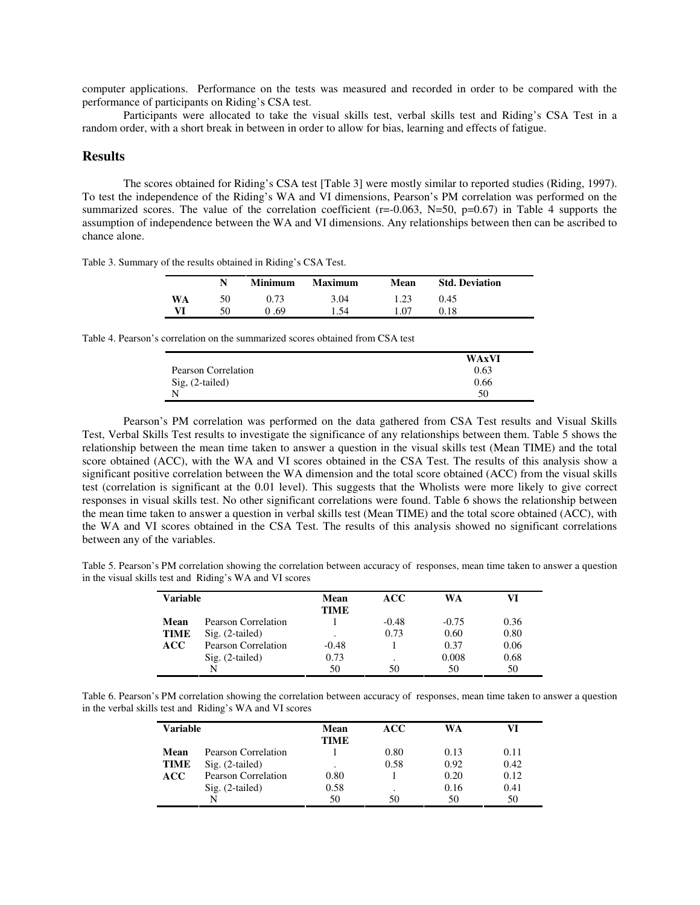computer applications. Performance on the tests was measured and recorded in order to be compared with the performance of participants on Riding's CSA test.

Participants were allocated to take the visual skills test, verbal skills test and Riding's CSA Test in a random order, with a short break in between in order to allow for bias, learning and effects of fatigue.

## Results

The scores obtained for Riding's CSA test [Table 3] were mostly similar to reported studies (Riding, 1997). To test the independence of the Riding's WA and VI dimensions, Pearson's PM correlation was performed on the summarized scores. The value of the correlation coefficient (r=-0.063, N=50, p=0.67) in Table 4 supports the assumption of independence between the WA and VI dimensions. Any relationships between then can be ascribed to chance alone.

Table 3. Summary of the results obtained in Riding's CSA Test.

| | N | Minimum | Maximum | Mean | Std. Deviation |
|---|---|---|---|---|---|
| **WA** | 50 | 0.73 | 3.04 | 1.23 | 0.45 |
| **VI** | 50 | 0 .69 | 1.54 | 1.07 | 0.18 |

Table 4. Pearson's correlation on the summarized scores obtained from CSA test

| | WAxVI |
|---|---|
| Pearson Correlation | 0.63 |
| Sig, (2-tailed) | 0.66 |
| N | 50 |

Pearson's PM correlation was performed on the data gathered from CSA Test results and Visual Skills Test, Verbal Skills Test results to investigate the significance of any relationships between them. Table 5 shows the relationship between the mean time taken to answer a question in the visual skills test (Mean TIME) and the total score obtained (ACC), with the WA and VI scores obtained in the CSA Test. The results of this analysis show a significant positive correlation between the WA dimension and the total score obtained (ACC) from the visual skills test (correlation is significant at the 0.01 level). This suggests that the Wholists were more likely to give correct responses in visual skills test. No other significant correlations were found. Table 6 shows the relationship between the mean time taken to answer a question in verbal skills test (Mean TIME) and the total score obtained (ACC), with the WA and VI scores obtained in the CSA Test. The results of this analysis showed no significant correlations between any of the variables.

Table 5. Pearson's PM correlation showing the correlation between accuracy of responses, mean time taken to answer a question in the visual skills test and Riding's WA and VI scores

| Variable | | Mean TIME | ACC | WA | VI |
|---|---|---|---|---|---|
| **Mean** | Pearson Correlation | 1 | -0.48 | -0.75 | 0.36 |
| **TIME** | Sig. (2-tailed) | . | 0.73 | 0.60 | 0.80 |
| **ACC** | Pearson Correlation | -0.48 | 1 | 0.37 | 0.06 |
| | Sig. (2-tailed) | 0.73 | . | 0.008 | 0.68 |
| | N | 50 | 50 | 50 | 50 |

Table 6. Pearson's PM correlation showing the correlation between accuracy of responses, mean time taken to answer a question in the verbal skills test and Riding's WA and VI scores

| Variable | | Mean TIME | ACC | WA | VI |
|---|---|---|---|---|---|
| **Mean** | Pearson Correlation | 1 | 0.80 | 0.13 | 0.11 |
| **TIME** | Sig. (2-tailed) | . | 0.58 | 0.92 | 0.42 |
| **ACC** | Pearson Correlation | 0.80 | 1 | 0.20 | 0.12 |
| | Sig. (2-tailed) | 0.58 | . | 0.16 | 0.41 |
| | N | 50 | 50 | 50 | 50 |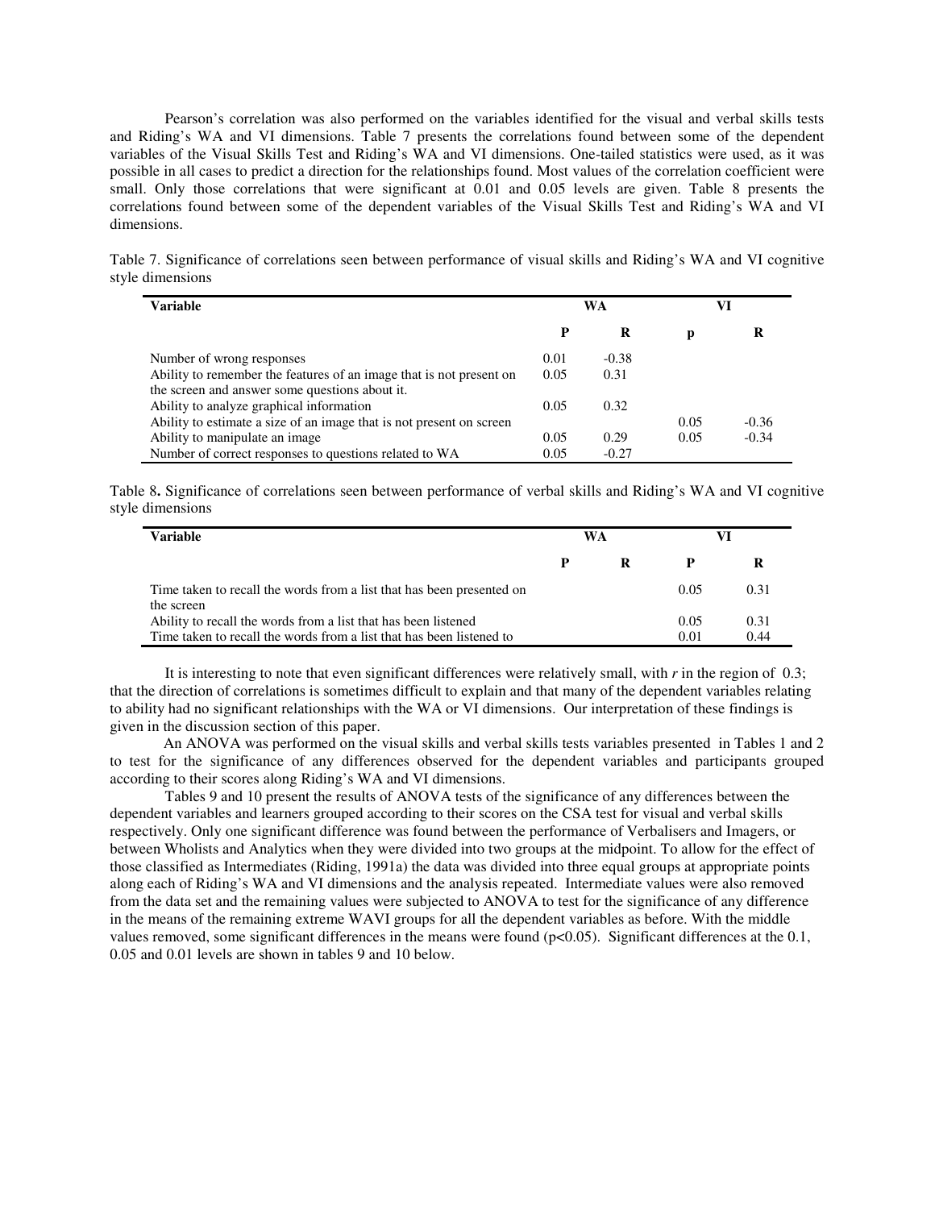Pearson's correlation was also performed on the variables identified for the visual and verbal skills tests and Riding's WA and VI dimensions. Table 7 presents the correlations found between some of the dependent variables of the Visual Skills Test and Riding's WA and VI dimensions. One-tailed statistics were used, as it was possible in all cases to predict a direction for the relationships found. Most values of the correlation coefficient were small. Only those correlations that were significant at 0.01 and 0.05 levels are given. Table 8 presents the correlations found between some of the dependent variables of the Visual Skills Test and Riding's WA and VI dimensions.

Table 7. Significance of correlations seen between performance of visual skills and Riding's WA and VI cognitive style dimensions

| Variable | WA | | VI | |
|---|---|---|---|---|
| | P | R | p | R |
| Number of wrong responses | 0.01 | -0.38 | | |
| Ability to remember the features of an image that is not present on the screen and answer some questions about it. | 0.05 | 0.31 | | |
| Ability to analyze graphical information | 0.05 | 0.32 | | |
| Ability to estimate a size of an image that is not present on screen | | | 0.05 | -0.36 |
| Ability to manipulate an image | 0.05 | 0.29 | 0.05 | -0.34 |
| Number of correct responses to questions related to WA | 0.05 | -0.27 | | |

Table 8. Significance of correlations seen between performance of verbal skills and Riding's WA and VI cognitive style dimensions

| Variable | WA | | VI | |
|---|---|---|---|---|
| | P | R | P | R |
| Time taken to recall the words from a list that has been presented on the screen | | | 0.05 | 0.31 |
| Ability to recall the words from a list that has been listened | | | 0.05 | 0.31 |
| Time taken to recall the words from a list that has been listened to | | | 0.01 | 0.44 |

It is interesting to note that even significant differences were relatively small, with *r* in the region of 0.3; that the direction of correlations is sometimes difficult to explain and that many of the dependent variables relating to ability had no significant relationships with the WA or VI dimensions. Our interpretation of these findings is given in the discussion section of this paper.

An ANOVA was performed on the visual skills and verbal skills tests variables presented in Tables 1 and 2 to test for the significance of any differences observed for the dependent variables and participants grouped according to their scores along Riding's WA and VI dimensions.

Tables 9 and 10 present the results of ANOVA tests of the significance of any differences between the dependent variables and learners grouped according to their scores on the CSA test for visual and verbal skills respectively. Only one significant difference was found between the performance of Verbalisers and Imagers, or between Wholists and Analytics when they were divided into two groups at the midpoint. To allow for the effect of those classified as Intermediates (Riding, 1991a) the data was divided into three equal groups at appropriate points along each of Riding's WA and VI dimensions and the analysis repeated. Intermediate values were also removed from the data set and the remaining values were subjected to ANOVA to test for the significance of any difference in the means of the remaining extreme WAVI groups for all the dependent variables as before. With the middle values removed, some significant differences in the means were found ($p<0.05$). Significant differences at the 0.1, 0.05 and 0.01 levels are shown in tables 9 and 10 below.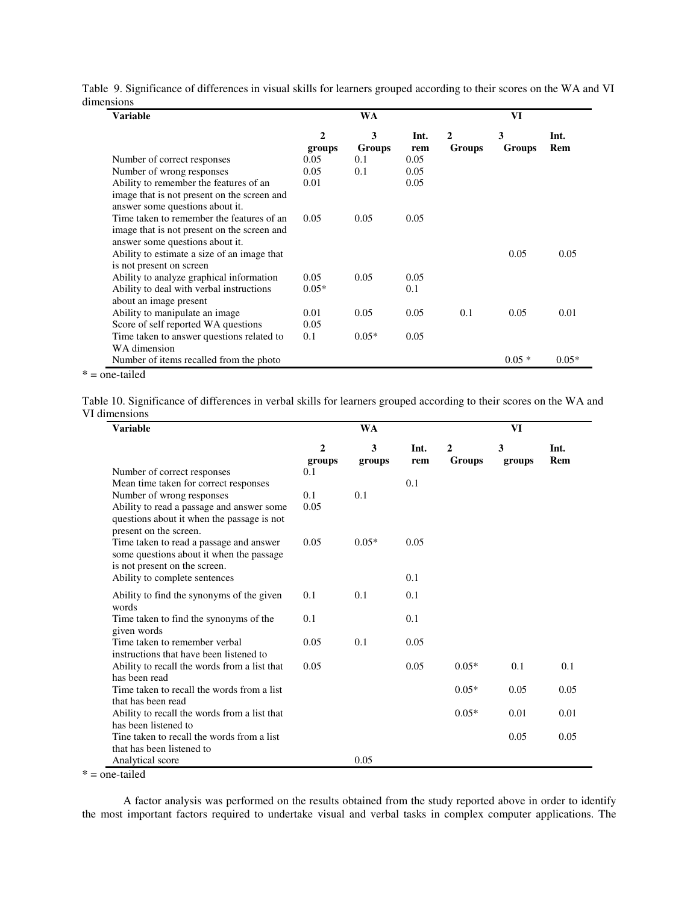Table 9. Significance of differences in visual skills for learners grouped according to their scores on the WA and VI dimensions

| Variable | WA | | | VI | | |
|---|---|---|---|---|---|---|
| | 2 groups | 3 Groups | Int. rem | 2 Groups | 3 Groups | Int. Rem |
| Number of correct responses | 0.05 | 0.1 | 0.05 | | | |
| Number of wrong responses | 0.05 | 0.1 | 0.05 | | | |
| Ability to remember the features of an image that is not present on the screen and answer some questions about it. | 0.01 | | 0.05 | | | |
| Time taken to remember the features of an image that is not present on the screen and answer some questions about it. | 0.05 | 0.05 | 0.05 | | | |
| Ability to estimate a size of an image that is not present on screen | | | | | 0.05 | 0.05 |
| Ability to analyze graphical information | 0.05 | 0.05 | 0.05 | | | |
| Ability to deal with verbal instructions about an image present | 0.05* | | 0.1 | | | |
| Ability to manipulate an image | 0.01 | 0.05 | 0.05 | 0.1 | 0.05 | 0.01 |
| Score of self reported WA questions | 0.05 | | | | | |
| Time taken to answer questions related to WA dimension | 0.1 | 0.05* | 0.05 | | | |
| Number of items recalled from the photo | | | | | 0.05 * | 0.05* |

* = one-tailed

Table 10. Significance of differences in verbal skills for learners grouped according to their scores on the WA and VI dimensions

| Variable | WA | | | VI | | |
|---|---|---|---|---|---|---|
| | 2 groups | 3 groups | Int. rem | 2 Groups | 3 groups | Int. Rem |
| Number of correct responses | 0.1 | | | | | |
| Mean time taken for correct responses | | | 0.1 | | | |
| Number of wrong responses | 0.1 | 0.1 | | | | |
| Ability to read a passage and answer some questions about it when the passage is not present on the screen. | 0.05 | | | | | |
| Time taken to read a passage and answer some questions about it when the passage is not present on the screen. | 0.05 | 0.05* | 0.05 | | | |
| Ability to complete sentences | | | 0.1 | | | |
| Ability to find the synonyms of the given words | 0.1 | 0.1 | 0.1 | | | |
| Time taken to find the synonyms of the given words | 0.1 | | 0.1 | | | |
| Time taken to remember verbal instructions that have been listened to | 0.05 | 0.1 | 0.05 | | | |
| Ability to recall the words from a list that has been read | 0.05 | | 0.05 | 0.05* | 0.1 | 0.1 |
| Time taken to recall the words from a list that has been read | | | | 0.05* | 0.05 | 0.05 |
| Ability to recall the words from a list that has been listened to | | | | 0.05* | 0.01 | 0.01 |
| Tine taken to recall the words from a list that has been listened to | | | | | 0.05 | 0.05 |
| Analytical score | | 0.05 | | | | |

* = one-tailed

A factor analysis was performed on the results obtained from the study reported above in order to identify the most important factors required to undertake visual and verbal tasks in complex computer applications. The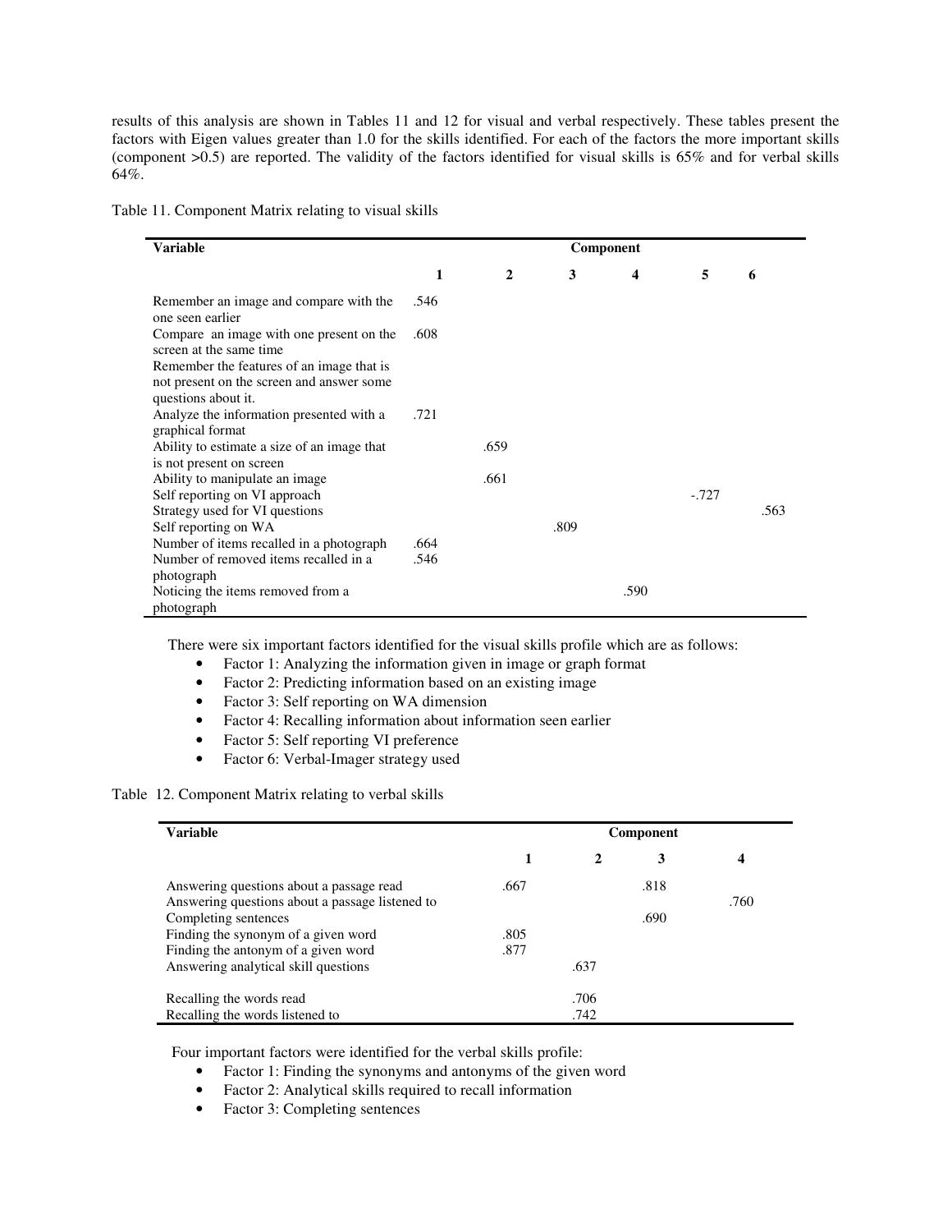results of this analysis are shown in Tables 11 and 12 for visual and verbal respectively. These tables present the factors with Eigen values greater than 1.0 for the skills identified. For each of the factors the more important skills (component >0.5) are reported. The validity of the factors identified for visual skills is 65% and for verbal skills 64%.

Table 11. Component Matrix relating to visual skills

| Variable | Component | | | | | |
|---|---|---|---|---|---|---|
| | 1 | 2 | 3 | 4 | 5 | 6 |
| Remember an image and compare with the one seen earlier | .546 | | | | | |
| Compare an image with one present on the screen at the same time | .608 | | | | | |
| Remember the features of an image that is not present on the screen and answer some questions about it. | | | | | | |
| Analyze the information presented with a graphical format | .721 | | | | | |
| Ability to estimate a size of an image that is not present on screen | | .659 | | | | |
| Ability to manipulate an image | | .661 | | | | |
| Self reporting on VI approach | | | | | -.727 | |
| Strategy used for VI questions | | | | | | .563 |
| Self reporting on WA | | | .809 | | | |
| Number of items recalled in a photograph | .664 | | | | | |
| Number of removed items recalled in a photograph | .546 | | | | | |
| Noticing the items removed from a photograph | | | | .590 | | |

There were six important factors identified for the visual skills profile which are as follows:

- Factor 1: Analyzing the information given in image or graph format
- Factor 2: Predicting information based on an existing image
- Factor 3: Self reporting on WA dimension
- Factor 4: Recalling information about information seen earlier
- Factor 5: Self reporting VI preference
- Factor 6: Verbal-Imager strategy used

Table 12. Component Matrix relating to verbal skills

| Variable | Component | | | |
|---|---|---|---|---|
| | 1 | 2 | 3 | 4 |
| Answering questions about a passage read | .667 | | .818 | |
| Answering questions about a passage listened to | | | | .760 |
| Completing sentences | | | .690 | |
| Finding the synonym of a given word | .805 | | | |
| Finding the antonym of a given word | .877 | | | |
| Answering analytical skill questions | | .637 | | |
| Recalling the words read | | .706 | | |
| Recalling the words listened to | | .742 | | |

Four important factors were identified for the verbal skills profile:

- Factor 1: Finding the synonyms and antonyms of the given word
- Factor 2: Analytical skills required to recall information
- Factor 3: Completing sentences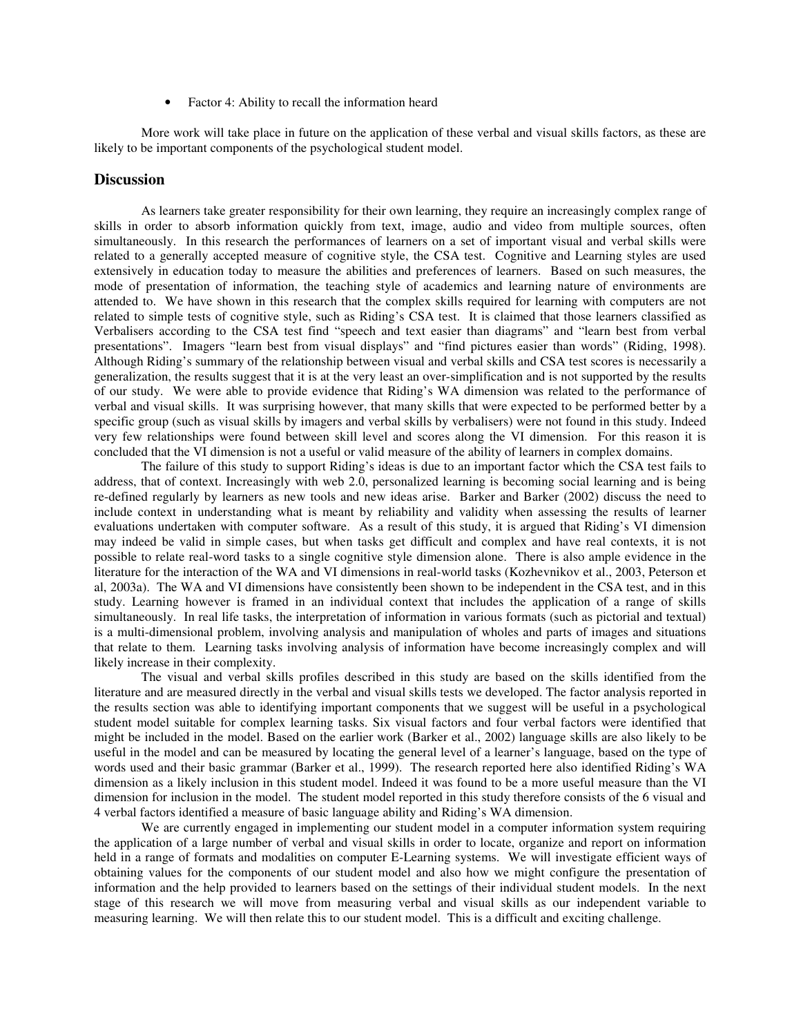- Factor 4: Ability to recall the information heard

More work will take place in future on the application of these verbal and visual skills factors, as these are likely to be important components of the psychological student model.

## Discussion

As learners take greater responsibility for their own learning, they require an increasingly complex range of skills in order to absorb information quickly from text, image, audio and video from multiple sources, often simultaneously. In this research the performances of learners on a set of important visual and verbal skills were related to a generally accepted measure of cognitive style, the CSA test. Cognitive and Learning styles are used extensively in education today to measure the abilities and preferences of learners. Based on such measures, the mode of presentation of information, the teaching style of academics and learning nature of environments are attended to. We have shown in this research that the complex skills required for learning with computers are not related to simple tests of cognitive style, such as Riding's CSA test. It is claimed that those learners classified as Verbalisers according to the CSA test find "speech and text easier than diagrams" and "learn best from verbal presentations". Imagers "learn best from visual displays" and "find pictures easier than words" (Riding, 1998). Although Riding's summary of the relationship between visual and verbal skills and CSA test scores is necessarily a generalization, the results suggest that it is at the very least an over-simplification and is not supported by the results of our study. We were able to provide evidence that Riding's WA dimension was related to the performance of verbal and visual skills. It was surprising however, that many skills that were expected to be performed better by a specific group (such as visual skills by imagers and verbal skills by verbalisers) were not found in this study. Indeed very few relationships were found between skill level and scores along the VI dimension. For this reason it is concluded that the VI dimension is not a useful or valid measure of the ability of learners in complex domains.

The failure of this study to support Riding's ideas is due to an important factor which the CSA test fails to address, that of context. Increasingly with web 2.0, personalized learning is becoming social learning and is being re-defined regularly by learners as new tools and new ideas arise. Barker and Barker (2002) discuss the need to include context in understanding what is meant by reliability and validity when assessing the results of learner evaluations undertaken with computer software. As a result of this study, it is argued that Riding's VI dimension may indeed be valid in simple cases, but when tasks get difficult and complex and have real contexts, it is not possible to relate real-word tasks to a single cognitive style dimension alone. There is also ample evidence in the literature for the interaction of the WA and VI dimensions in real-world tasks (Kozhevnikov et al., 2003, Peterson et al, 2003a). The WA and VI dimensions have consistently been shown to be independent in the CSA test, and in this study. Learning however is framed in an individual context that includes the application of a range of skills simultaneously. In real life tasks, the interpretation of information in various formats (such as pictorial and textual) is a multi-dimensional problem, involving analysis and manipulation of wholes and parts of images and situations that relate to them. Learning tasks involving analysis of information have become increasingly complex and will likely increase in their complexity.

The visual and verbal skills profiles described in this study are based on the skills identified from the literature and are measured directly in the verbal and visual skills tests we developed. The factor analysis reported in the results section was able to identifying important components that we suggest will be useful in a psychological student model suitable for complex learning tasks. Six visual factors and four verbal factors were identified that might be included in the model. Based on the earlier work (Barker et al., 2002) language skills are also likely to be useful in the model and can be measured by locating the general level of a learner's language, based on the type of words used and their basic grammar (Barker et al., 1999). The research reported here also identified Riding's WA dimension as a likely inclusion in this student model. Indeed it was found to be a more useful measure than the VI dimension for inclusion in the model. The student model reported in this study therefore consists of the 6 visual and 4 verbal factors identified a measure of basic language ability and Riding's WA dimension.

We are currently engaged in implementing our student model in a computer information system requiring the application of a large number of verbal and visual skills in order to locate, organize and report on information held in a range of formats and modalities on computer E-Learning systems. We will investigate efficient ways of obtaining values for the components of our student model and also how we might configure the presentation of information and the help provided to learners based on the settings of their individual student models. In the next stage of this research we will move from measuring verbal and visual skills as our independent variable to measuring learning. We will then relate this to our student model. This is a difficult and exciting challenge.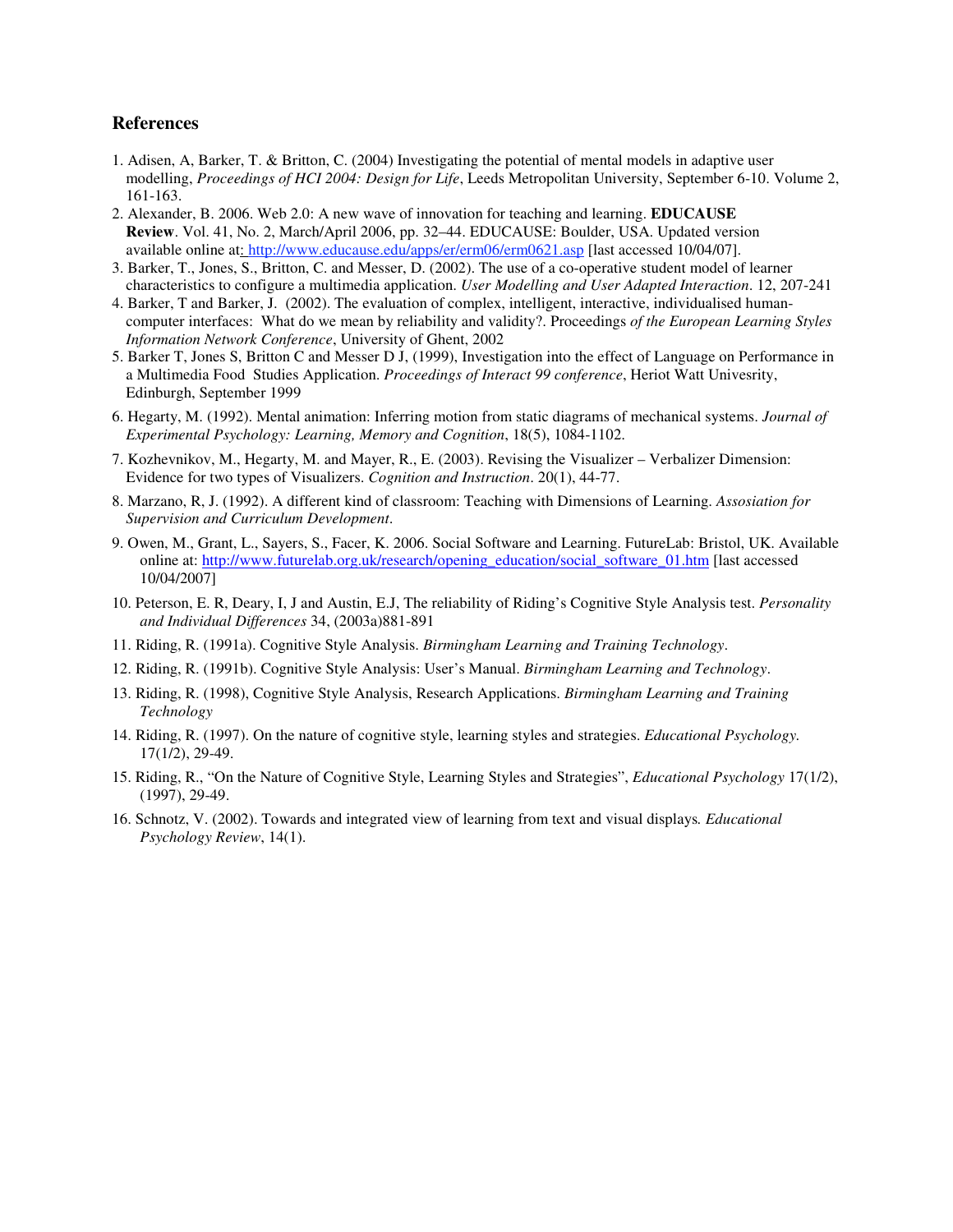## References

1. Adisen, A, Barker, T. & Britton, C. (2004) Investigating the potential of mental models in adaptive user modelling, *Proceedings of HCI 2004: Design for Life*, Leeds Metropolitan University, September 6-10. Volume 2, 161-163.
2. Alexander, B. 2006. Web 2.0: A new wave of innovation for teaching and learning. **EDUCAUSE Review**. Vol. 41, No. 2, March/April 2006, pp. 32–44. EDUCAUSE: Boulder, USA. Updated version available online at: http://www.educause.edu/apps/er/erm06/erm0621.asp [last accessed 10/04/07].
3. Barker, T., Jones, S., Britton, C. and Messer, D. (2002). The use of a co-operative student model of learner characteristics to configure a multimedia application. *User Modelling and User Adapted Interaction*. 12, 207-241
4. Barker, T and Barker, J. (2002). The evaluation of complex, intelligent, interactive, individualised human-computer interfaces: What do we mean by reliability and validity?. Proceedings *of the European Learning Styles Information Network Conference*, University of Ghent, 2002
5. Barker T, Jones S, Britton C and Messer D J, (1999), Investigation into the effect of Language on Performance in a Multimedia Food Studies Application. *Proceedings of Interact 99 conference*, Heriot Watt Univesrity, Edinburgh, September 1999
6. Hegarty, M. (1992). Mental animation: Inferring motion from static diagrams of mechanical systems. *Journal of Experimental Psychology: Learning, Memory and Cognition*, 18(5), 1084-1102.
7. Kozhevnikov, M., Hegarty, M. and Mayer, R., E. (2003). Revising the Visualizer – Verbalizer Dimension: Evidence for two types of Visualizers. *Cognition and Instruction*. 20(1), 44-77.
8. Marzano, R, J. (1992). A different kind of classroom: Teaching with Dimensions of Learning. *Assosiation for Supervision and Curriculum Development*.
9. Owen, M., Grant, L., Sayers, S., Facer, K. 2006. Social Software and Learning. FutureLab: Bristol, UK. Available online at: http://www.futurelab.org.uk/research/opening_education/social_software_01.htm [last accessed 10/04/2007]
10. Peterson, E. R, Deary, I, J and Austin, E.J, The reliability of Riding's Cognitive Style Analysis test. *Personality and Individual Differences* 34, (2003a)881-891
11. Riding, R. (1991a). Cognitive Style Analysis. *Birmingham Learning and Training Technology*.
12. Riding, R. (1991b). Cognitive Style Analysis: User's Manual. *Birmingham Learning and Technology*.
13. Riding, R. (1998), Cognitive Style Analysis, Research Applications. *Birmingham Learning and Training Technology*
14. Riding, R. (1997). On the nature of cognitive style, learning styles and strategies. *Educational Psychology*. 17(1/2), 29-49.
15. Riding, R., "On the Nature of Cognitive Style, Learning Styles and Strategies", *Educational Psychology* 17(1/2), (1997), 29-49.
16. Schnotz, V. (2002). Towards and integrated view of learning from text and visual displays. *Educational Psychology Review*, 14(1).